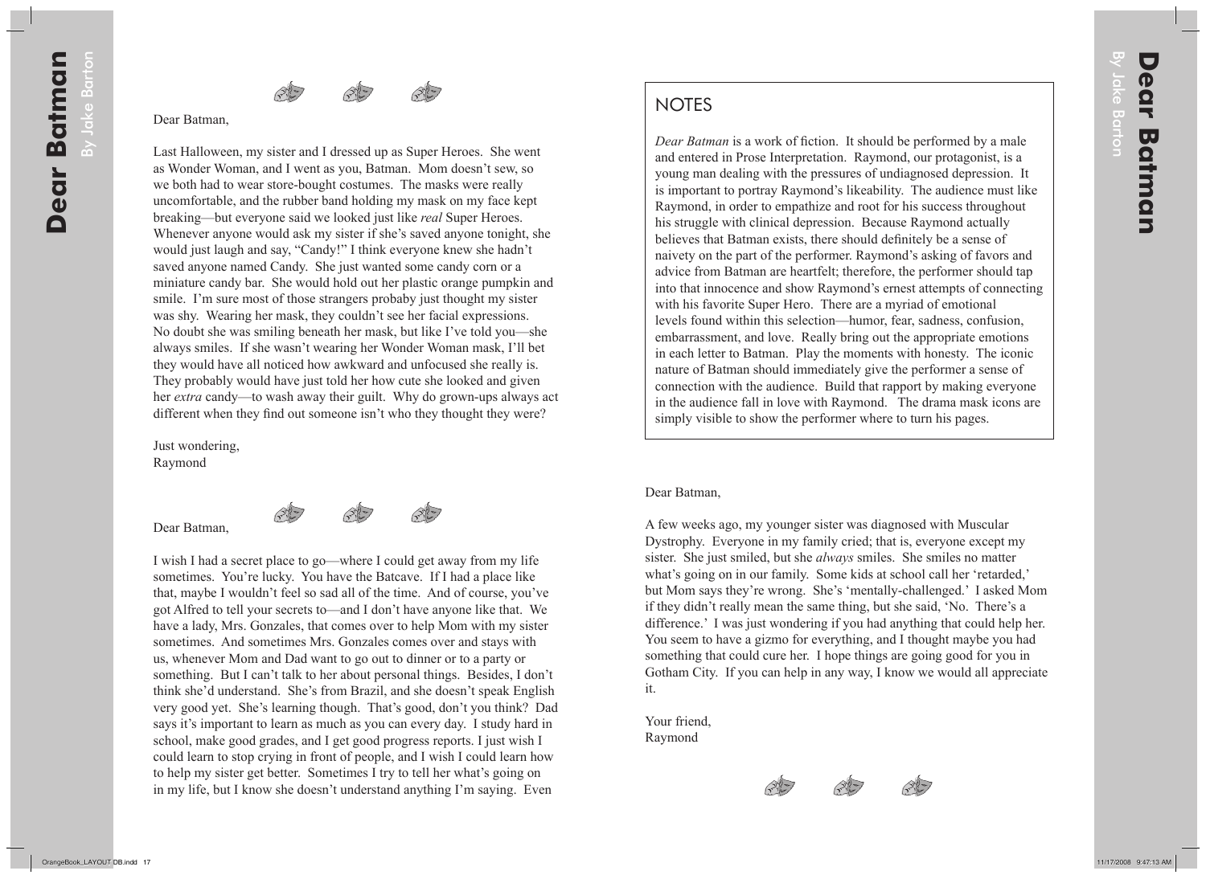# Dear Batman

By Jake Barton

## NOTES

*Dear Batman* is a work of fiction. It should be performed by a male and entered in Prose Interpretation. Raymond, our protagonist, is a young man dealing with the pressures of undiagnosed depression. It is important to portray Raymond's likeability. The audience must like Raymond, in order to empathize and root for his success throughout his struggle with clinical depression. Because Raymond actually believes that Batman exists, there should definitely be a sense of naivety on the part of the performer. Raymond's asking of favors and advice from Batman are heartfelt; therefore, the performer should tap into that innocence and show Raymond's ernest attempts of connecting with his favorite Super Hero. There are a myriad of emotional levels found within this selection—humor, fear, sadness, confusion, embarrassment, and love. Really bring out the appropriate emotions in each letter to Batman. Play the moments with honesty. The iconic nature of Batman should immediately give the performer a sense of connection with the audience. Build that rapport by making everyone in the audience fall in love with Raymond. The drama mask icons are simply visible to show the performer where to turn his pages.

Dear Batman,

A few weeks ago, my younger sister was diagnosed with Muscular Dystrophy. Everyone in my family cried; that is, everyone except my sister. She just smiled, but she *always* smiles. She smiles no matter what's going on in our family. Some kids at school call her 'retarded,' but Mom says they're wrong. She's 'mentally-challenged.' I asked Mom if they didn't really mean the same thing, but she said, 'No. There's a difference.' I was just wondering if you had anything that could help her. You seem to have a gizmo for everything, and I thought maybe you had something that could cure her. I hope things are going good for you in Gotham City. If you can help in any way, I know we would all appreciate it.

Your friend,
Raymond

Dear Batman,

Last Halloween, my sister and I dressed up as Super Heroes. She went as Wonder Woman, and I went as you, Batman. Mom doesn't sew, so we both had to wear store-bought costumes. The masks were really uncomfortable, and the rubber band holding my mask on my face kept breaking—but everyone said we looked just like *real* Super Heroes. Whenever anyone would ask my sister if she's saved anyone tonight, she would just laugh and say, "Candy!" I think everyone knew she hadn't saved anyone named Candy. She just wanted some candy corn or a miniature candy bar. She would hold out her plastic orange pumpkin and smile. I'm sure most of those strangers probaby just thought my sister was shy. Wearing her mask, they couldn't see her facial expressions. No doubt she was smiling beneath her mask, but like I've told you—she always smiles. If she wasn't wearing her Wonder Woman mask, I'll bet they would have all noticed how awkward and unfocused she really is. They probably would have just told her how cute she looked and given her *extra* candy—to wash away their guilt. Why do grown-ups always act different when they find out someone isn't who they thought they were?

Just wondering,
Raymond

Dear Batman,

I wish I had a secret place to go—where I could get away from my life sometimes. You're lucky. You have the Batcave. If I had a place like that, maybe I wouldn't feel so sad all of the time. And of course, you've got Alfred to tell your secrets to—and I don't have anyone like that. We have a lady, Mrs. Gonzales, that comes over to help Mom with my sister sometimes. And sometimes Mrs. Gonzales comes over and stays with us, whenever Mom and Dad want to go out to dinner or to a party or something. But I can't talk to her about personal things. Besides, I don't think she'd understand. She's from Brazil, and she doesn't speak English very good yet. She's learning though. That's good, don't you think? Dad says it's important to learn as much as you can every day. I study hard in school, make good grades, and I get good progress reports. I just wish I could learn to stop crying in front of people, and I wish I could learn how to help my sister get better. Sometimes I try to tell her what's going on in my life, but I know she doesn't understand anything I'm saying. Even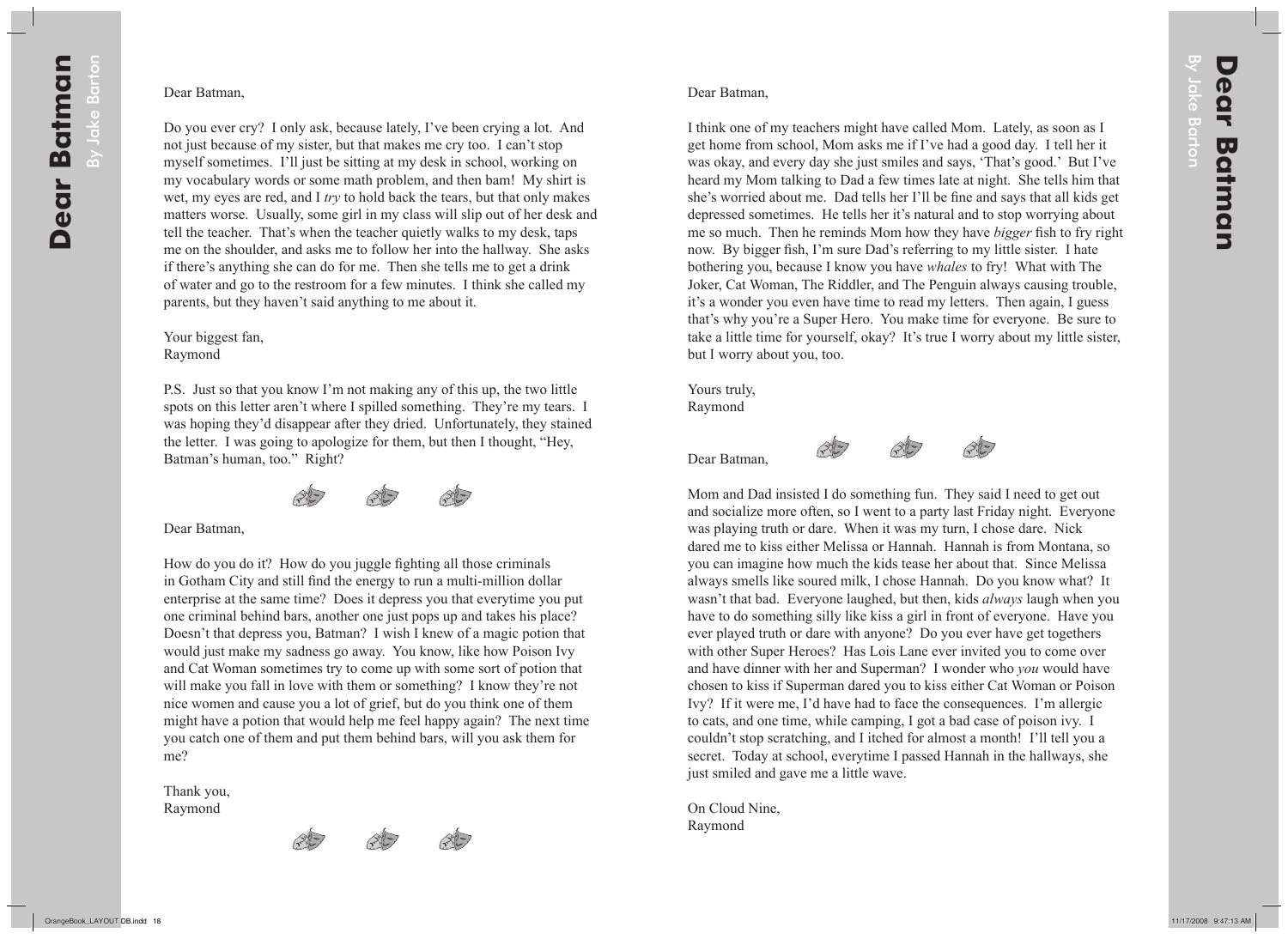Dear Batman,

Do you ever cry? I only ask, because lately, I've been crying a lot. And not just because of my sister, but that makes me cry too. I can't stop myself sometimes. I'll just be sitting at my desk in school, working on my vocabulary words or some math problem, and then bam! My shirt is wet, my eyes are red, and I *try* to hold back the tears, but that only makes matters worse. Usually, some girl in my class will slip out of her desk and tell the teacher. That's when the teacher quietly walks to my desk, taps me on the shoulder, and asks me to follow her into the hallway. She asks if there's anything she can do for me. Then she tells me to get a drink of water and go to the restroom for a few minutes. I think she called my parents, but they haven't said anything to me about it.

Your biggest fan,
Raymond

P.S. Just so that you know I'm not making any of this up, the two little spots on this letter aren't where I spilled something. They're my tears. I was hoping they'd disappear after they dried. Unfortunately, they stained the letter. I was going to apologize for them, but then I thought, "Hey, Batman's human, too." Right?

Dear Batman,

How do you do it? How do you juggle fighting all those criminals in Gotham City and still find the energy to run a multi-million dollar enterprise at the same time? Does it depress you that everytime you put one criminal behind bars, another one just pops up and takes his place? Doesn't that depress you, Batman? I wish I knew of a magic potion that would just make my sadness go away. You know, like how Poison Ivy and Cat Woman sometimes try to come up with some sort of potion that will make you fall in love with them or something? I know they're not nice women and cause you a lot of grief, but do you think one of them might have a potion that would help me feel happy again? The next time you catch one of them and put them behind bars, will you ask them for me?

Thank you,
Raymond

Dear Batman,

I think one of my teachers might have called Mom. Lately, as soon as I get home from school, Mom asks me if I've had a good day. I tell her it was okay, and every day she just smiles and says, 'That's good.' But I've heard my Mom talking to Dad a few times late at night. She tells him that she's worried about me. Dad tells her I'll be fine and says that all kids get depressed sometimes. He tells her it's natural and to stop worrying about me so much. Then he reminds Mom how they have *bigger* fish to fry right now. By bigger fish, I'm sure Dad's referring to my little sister. I hate bothering you, because I know you have *whales* to fry! What with The Joker, Cat Woman, The Riddler, and The Penguin always causing trouble, it's a wonder you even have time to read my letters. Then again, I guess that's why you're a Super Hero. You make time for everyone. Be sure to take a little time for yourself, okay? It's true I worry about my little sister, but I worry about you, too.

Yours truly,
Raymond

Dear Batman,

Mom and Dad insisted I do something fun. They said I need to get out and socialize more often, so I went to a party last Friday night. Everyone was playing truth or dare. When it was my turn, I chose dare. Nick dared me to kiss either Melissa or Hannah. Hannah is from Montana, so you can imagine how much the kids tease her about that. Since Melissa always smells like soured milk, I chose Hannah. Do you know what? It wasn't that bad. Everyone laughed, but then, kids *always* laugh when you have to do something silly like kiss a girl in front of everyone. Have you ever played truth or dare with anyone? Do you ever have get togethers with other Super Heroes? Has Lois Lane ever invited you to come over and have dinner with her and Superman? I wonder who *you* would have chosen to kiss if Superman dared you to kiss either Cat Woman or Poison Ivy? If it were me, I'd have had to face the consequences. I'm allergic to cats, and one time, while camping, I got a bad case of poison ivy. I couldn't stop scratching, and I itched for almost a month! I'll tell you a secret. Today at school, everytime I passed Hannah in the hallways, she just smiled and gave me a little wave.

On Cloud Nine,
Raymond